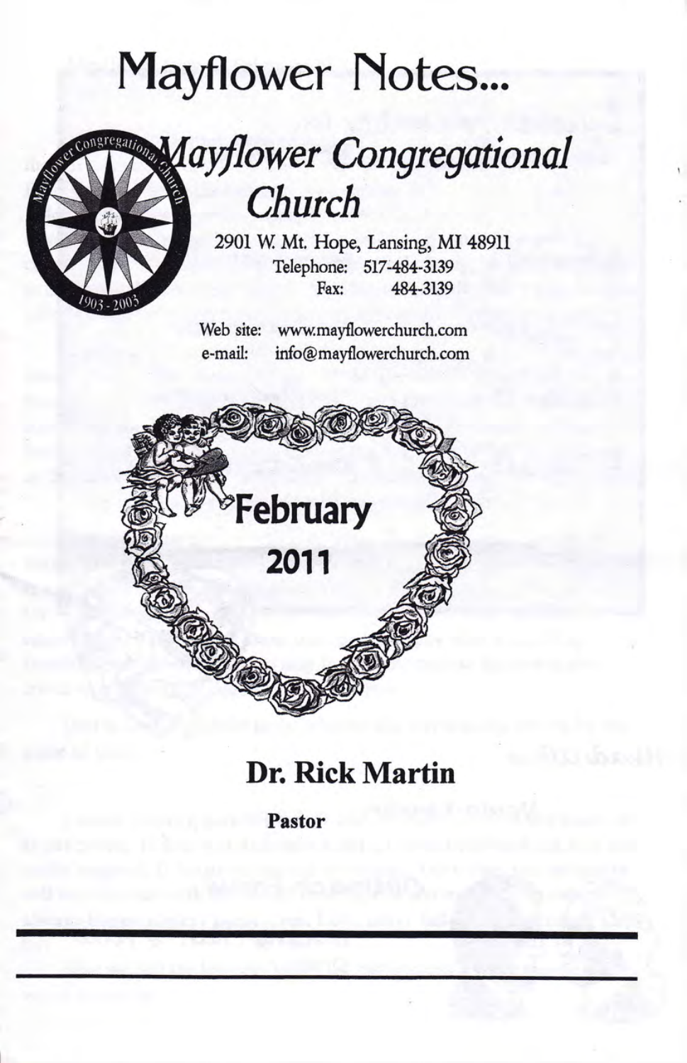# Mayflower Notes...

## *Mayflower Congregational Church*

2901 W. Mt. Hope, Lansing, MI 48911

Telephone: 517-484-3139

Fax: 484-3139

Web site: www.mayflowerchurch.com

e-mail: info@mayflowerchurch.com

**February 2011**

## Dr. Rick Martin

**Pastor**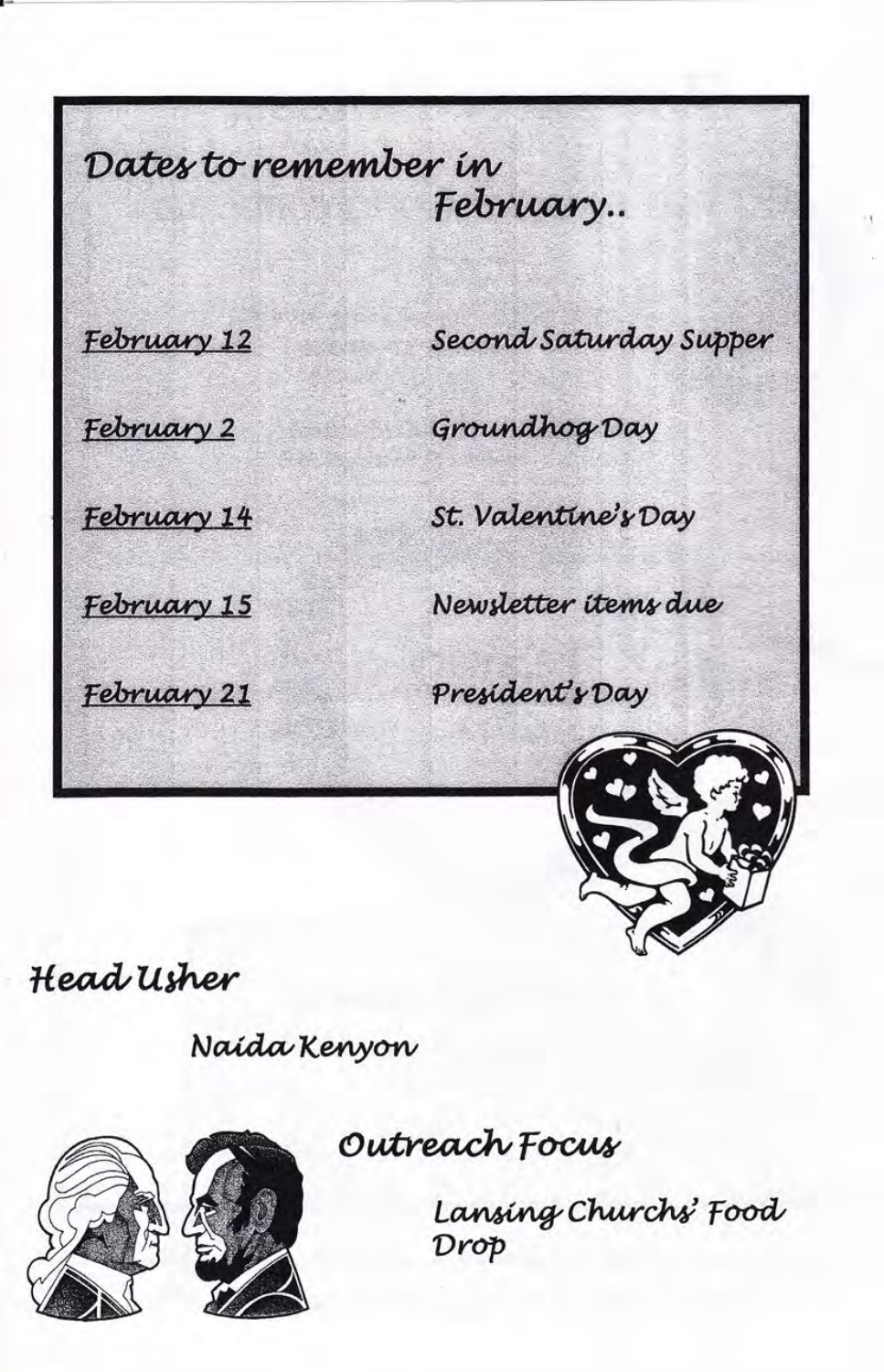## Dates to remember in February..

| | |
|---|---|
| February 12 | Second Saturday Supper |
| February 2 | Groundhog Day |
| February 14 | St. Valentine's Day |
| February 15 | Newsletter items due |
| February 21 | President's Day |

## Head Usher

Naida Kenyon

## Outreach Focus

Lansing Churchs' Food Drop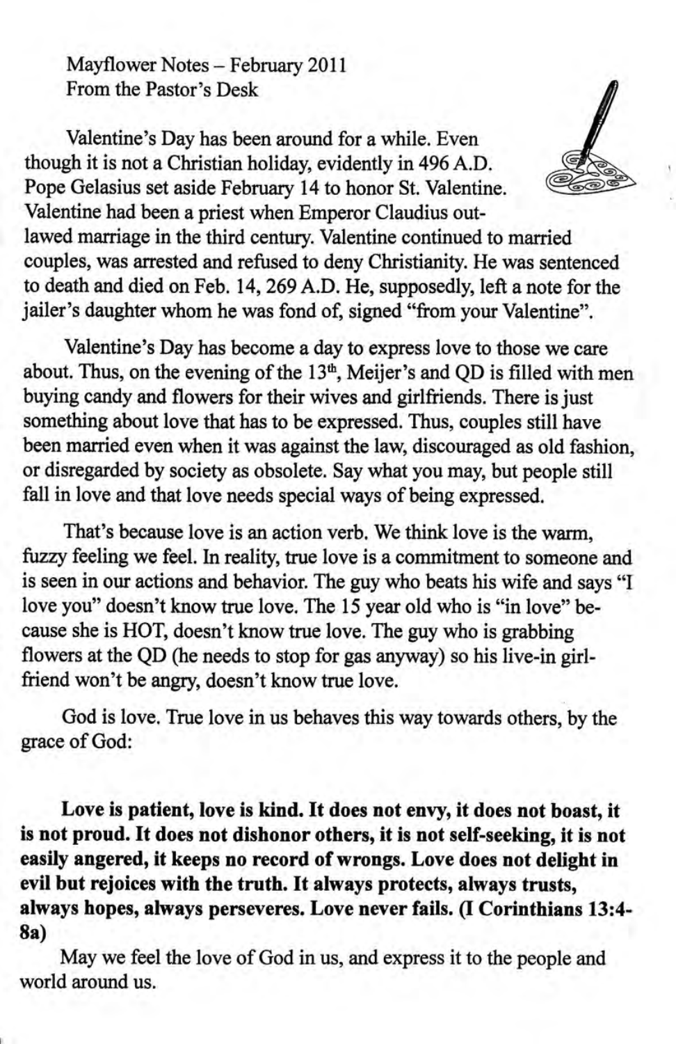Mayflower Notes – February 2011
From the Pastor's Desk

Valentine's Day has been around for a while. Even though it is not a Christian holiday, evidently in 496 A.D. Pope Gelasius set aside February 14 to honor St. Valentine. Valentine had been a priest when Emperor Claudius outlawed marriage in the third century. Valentine continued to married couples, was arrested and refused to deny Christianity. He was sentenced to death and died on Feb. 14, 269 A.D. He, supposedly, left a note for the jailer's daughter whom he was fond of, signed "from your Valentine".

Valentine's Day has become a day to express love to those we care about. Thus, on the evening of the 13th, Meijer's and QD is filled with men buying candy and flowers for their wives and girlfriends. There is just something about love that has to be expressed. Thus, couples still have been married even when it was against the law, discouraged as old fashion, or disregarded by society as obsolete. Say what you may, but people still fall in love and that love needs special ways of being expressed.

That's because love is an action verb. We think love is the warm, fuzzy feeling we feel. In reality, true love is a commitment to someone and is seen in our actions and behavior. The guy who beats his wife and says "I love you" doesn't know true love. The 15 year old who is "in love" because she is HOT, doesn't know true love. The guy who is grabbing flowers at the QD (he needs to stop for gas anyway) so his live-in girlfriend won't be angry, doesn't know true love.

God is love. True love in us behaves this way towards others, by the grace of God:

**Love is patient, love is kind. It does not envy, it does not boast, it is not proud. It does not dishonor others, it is not self-seeking, it is not easily angered, it keeps no record of wrongs. Love does not delight in evil but rejoices with the truth. It always protects, always trusts, always hopes, always perseveres. Love never fails. (I Corinthians 13:4-8a)**

May we feel the love of God in us, and express it to the people and world around us.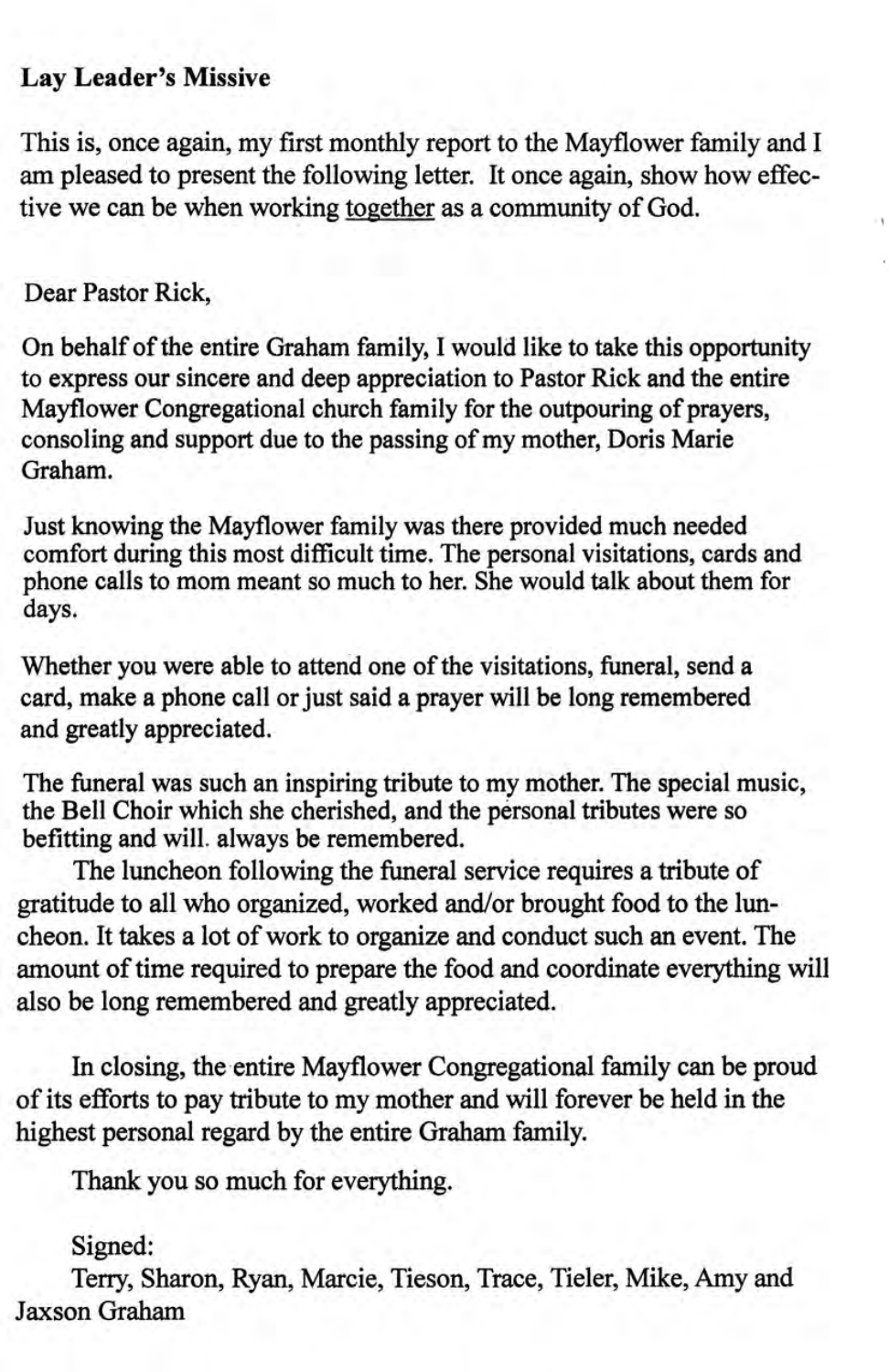**Lay Leader's Missive**

This is, once again, my first monthly report to the Mayflower family and I am pleased to present the following letter. It once again, show how effective we can be when working <u>together</u> as a community of God.

Dear Pastor Rick,

On behalf of the entire Graham family, I would like to take this opportunity to express our sincere and deep appreciation to Pastor Rick and the entire Mayflower Congregational church family for the outpouring of prayers, consoling and support due to the passing of my mother, Doris Marie Graham.

Just knowing the Mayflower family was there provided much needed comfort during this most difficult time. The personal visitations, cards and phone calls to mom meant so much to her. She would talk about them for days.

Whether you were able to attend one of the visitations, funeral, send a card, make a phone call or just said a prayer will be long remembered and greatly appreciated.

The funeral was such an inspiring tribute to my mother. The special music, the Bell Choir which she cherished, and the personal tributes were so befitting and will. always be remembered.

The luncheon following the funeral service requires a tribute of gratitude to all who organized, worked and/or brought food to the luncheon. It takes a lot of work to organize and conduct such an event. The amount of time required to prepare the food and coordinate everything will also be long remembered and greatly appreciated.

In closing, the entire Mayflower Congregational family can be proud of its efforts to pay tribute to my mother and will forever be held in the highest personal regard by the entire Graham family.

Thank you so much for everything.

Signed:
Terry, Sharon, Ryan, Marcie, Tieson, Trace, Tieler, Mike, Amy and Jaxson Graham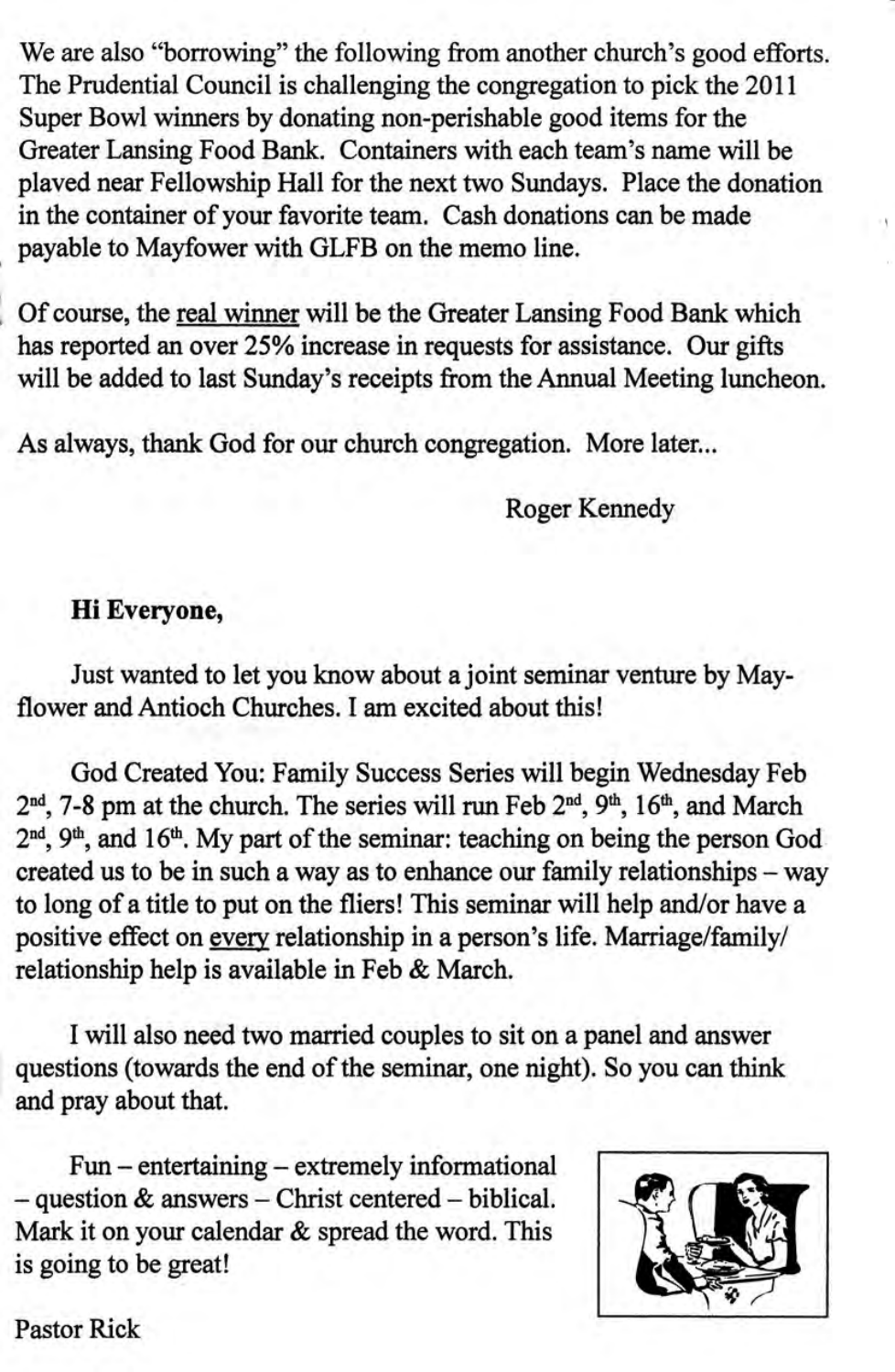We are also "borrowing" the following from another church's good efforts. The Prudential Council is challenging the congregation to pick the 2011 Super Bowl winners by donating non-perishable good items for the Greater Lansing Food Bank. Containers with each team's name will be plaved near Fellowship Hall for the next two Sundays. Place the donation in the container of your favorite team. Cash donations can be made payable to Mayfower with GLFB on the memo line.

Of course, the real winner will be the Greater Lansing Food Bank which has reported an over 25% increase in requests for assistance. Our gifts will be added to last Sunday's receipts from the Annual Meeting luncheon.

As always, thank God for our church congregation. More later...

Roger Kennedy

**Hi Everyone,**

Just wanted to let you know about a joint seminar venture by Mayflower and Antioch Churches. I am excited about this!

God Created You: Family Success Series will begin Wednesday Feb 2nd, 7-8 pm at the church. The series will run Feb 2nd, 9th, 16th, and March 2nd, 9th, and 16th. My part of the seminar: teaching on being the person God created us to be in such a way as to enhance our family relationships – way to long of a title to put on the fliers! This seminar will help and/or have a positive effect on every relationship in a person's life. Marriage/family/relationship help is available in Feb & March.

I will also need two married couples to sit on a panel and answer questions (towards the end of the seminar, one night). So you can think and pray about that.

Fun – entertaining – extremely informational – question & answers – Christ centered – biblical. Mark it on your calendar & spread the word. This is going to be great!

Pastor Rick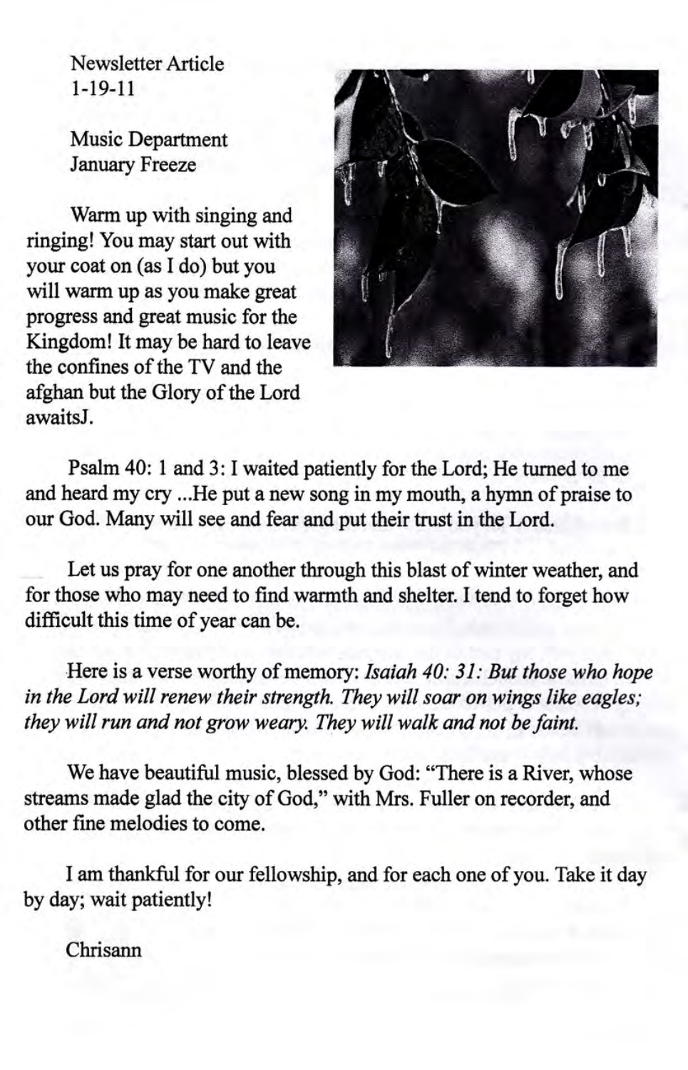Newsletter Article
1-19-11

Music Department
January Freeze

Warm up with singing and ringing! You may start out with your coat on (as I do) but you will warm up as you make great progress and great music for the Kingdom! It may be hard to leave the confines of the TV and the afghan but the Glory of the Lord awaitsJ.

Psalm 40: 1 and 3: I waited patiently for the Lord; He turned to me and heard my cry ...He put a new song in my mouth, a hymn of praise to our God. Many will see and fear and put their trust in the Lord.

Let us pray for one another through this blast of winter weather, and for those who may need to find warmth and shelter. I tend to forget how difficult this time of year can be.

Here is a verse worthy of memory: *Isaiah 40: 31: But those who hope in the Lord will renew their strength. They will soar on wings like eagles; they will run and not grow weary. They will walk and not be faint.*

We have beautiful music, blessed by God: "There is a River, whose streams made glad the city of God," with Mrs. Fuller on recorder, and other fine melodies to come.

I am thankful for our fellowship, and for each one of you. Take it day by day; wait patiently!

Chrisann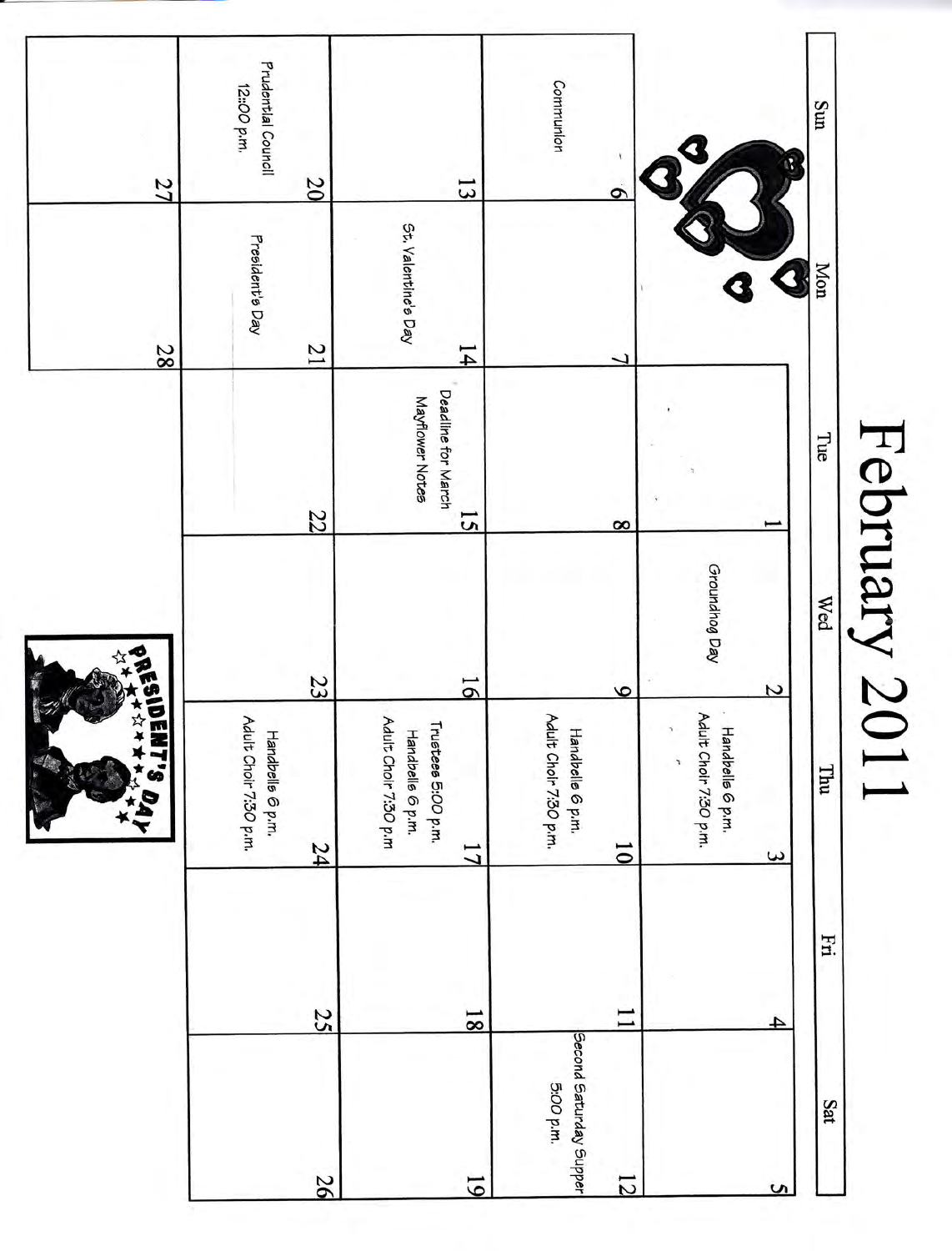# February 2011

| Sun | Mon | Tue | Wed | Thu | Fri | Sat |
|---|---|---|---|---|---|---|
| | | 1 | 2<br>Groundhog Day | 3<br>Handbells 6 p.m.<br>Adult Choir 7:30 p.m. | 4 | 5 |
| 6<br>Communion | 7 | 8 | 9 | 10<br>Handbells 6 p.m.<br>Adult Choir 7:30 p.m. | 11 | 12<br>Second Saturday Supper<br>5:00 p.m. |
| 13 | 14<br>St. Valentine's Day | 15<br>Deadline for March Mayflower Notes | 16 | 17<br>Trustees 5:00 p.m.<br>Handbells 6 p.m.<br>Adult Choir 7:30 p.m. | 18 | 19 |
| 20<br>Prudential Council<br>12::00 p.m. | 21<br>President's Day | 22 | 23 | 24<br>Handbells 6 p.m.<br>Adult Choir 7:30 p.m. | 25 | 26 |
| 27 | 28 | | | | | |

PRESIDENT'S DAY